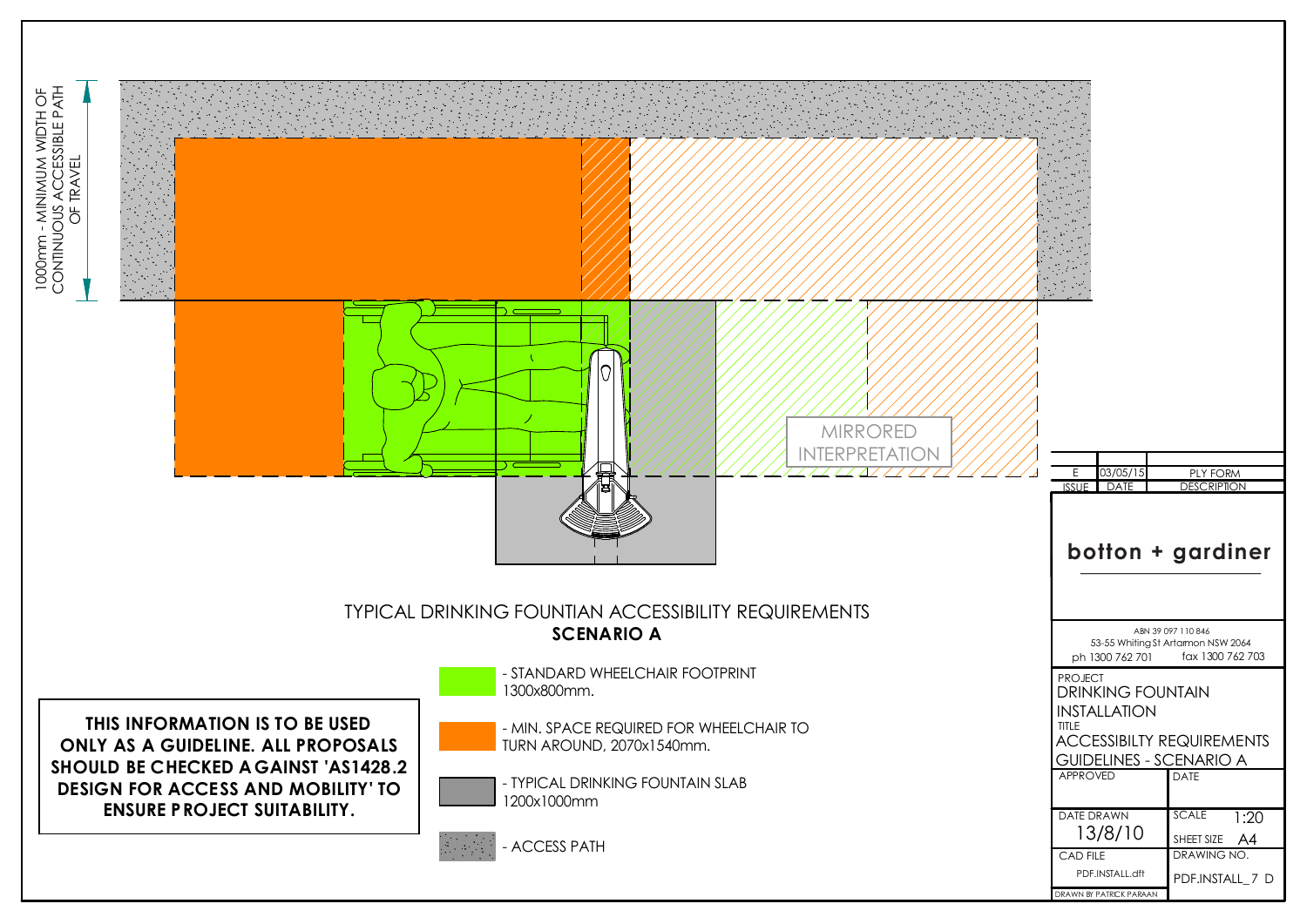1000mm - MINIMUM WIDTH OF CONTINUOUS ACCESSIBLE PATH OF TRAVEL

MIRRORED INTERPRETATION

# TYPICAL DRINKING FOUNTIAN ACCESSIBILITY REQUIREMENTS

## SCENARIO A

- STANDARD WHEELCHAIR FOOTPRINT 1300x800mm.
- MIN. SPACE REQUIRED FOR WHEELCHAIR TO TURN AROUND, 2070x1540mm.
- TYPICAL DRINKING FOUNTAIN SLAB 1200x1000mm
- ACCESS PATH

**THIS INFORMATION IS TO BE USED ONLY AS A GUIDELINE. ALL PROPOSALS SHOULD BE CHECKED AGAINST 'AS1428.2 DESIGN FOR ACCESS AND MOBILITY' TO ENSURE PROJECT SUITABILITY.**

| ISSUE | DATE | DESCRIPTION |
|---|---|---|
| E | 03/05/15 | PLY FORM |

**botton + gardiner**

ABN 39 097 110 846
53-55 Whiting St Artarmon NSW 2064
ph 1300 762 701 fax 1300 762 703

PROJECT
DRINKING FOUNTAIN INSTALLATION

TITLE
ACCESSIBILTY REQUIREMENTS GUIDELINES - SCENARIO A

| APPROVED | DATE |
|---|---|
| DATE DRAWN 13/8/10 | SCALE 1:20 |
| | SHEET SIZE A4 |
| CAD FILE PDF.INSTALL.dft | DRAWING NO. PDF.INSTALL_7 D |

DRAWN BY PATRICK PARAAN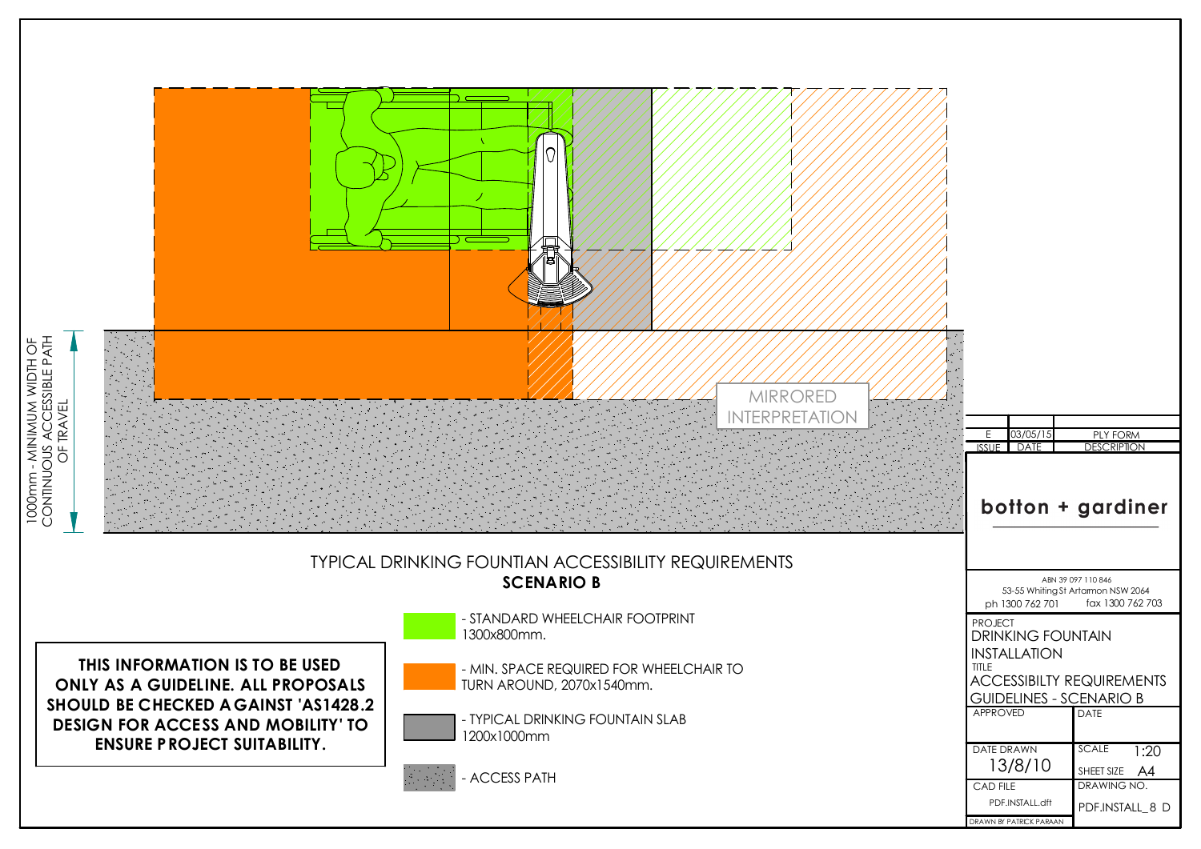1000mm - MINIMUM WIDTH OF CONTINUOUS ACCESSIBLE PATH OF TRAVEL

MIRRORED INTERPRETATION

## TYPICAL DRINKING FOUNTIAN ACCESSIBILITY REQUIREMENTS
**SCENARIO B**

- STANDARD WHEELCHAIR FOOTPRINT 1300x800mm.
- MIN. SPACE REQUIRED FOR WHEELCHAIR TO TURN AROUND, 2070x1540mm.
- TYPICAL DRINKING FOUNTAIN SLAB 1200x1000mm
- ACCESS PATH

**THIS INFORMATION IS TO BE USED ONLY AS A GUIDELINE. ALL PROPOSALS SHOULD BE CHECKED AGAINST 'AS1428.2 DESIGN FOR ACCESS AND MOBILITY' TO ENSURE PROJECT SUITABILITY.**

| ISSUE | DATE | DESCRIPTION |
|---|---|---|
| E | 03/05/15 | PLY FORM |

**botton + gardiner**

ABN 39 097 110 846
53-55 Whiting St Artarmon NSW 2064
ph 1300 762 701 fax 1300 762 703

PROJECT
DRINKING FOUNTAIN INSTALLATION

TITLE
ACCESSIBILTY REQUIREMENTS GUIDELINES - SCENARIO B

APPROVED | DATE

DATE DRAWN 13/8/10 | SCALE 1:20 | SHEET SIZE A4

CAD FILE PDF.INSTALL.dft | DRAWING NO. PDF.INSTALL_8 D

DRAWN BY PATRICK PARAAN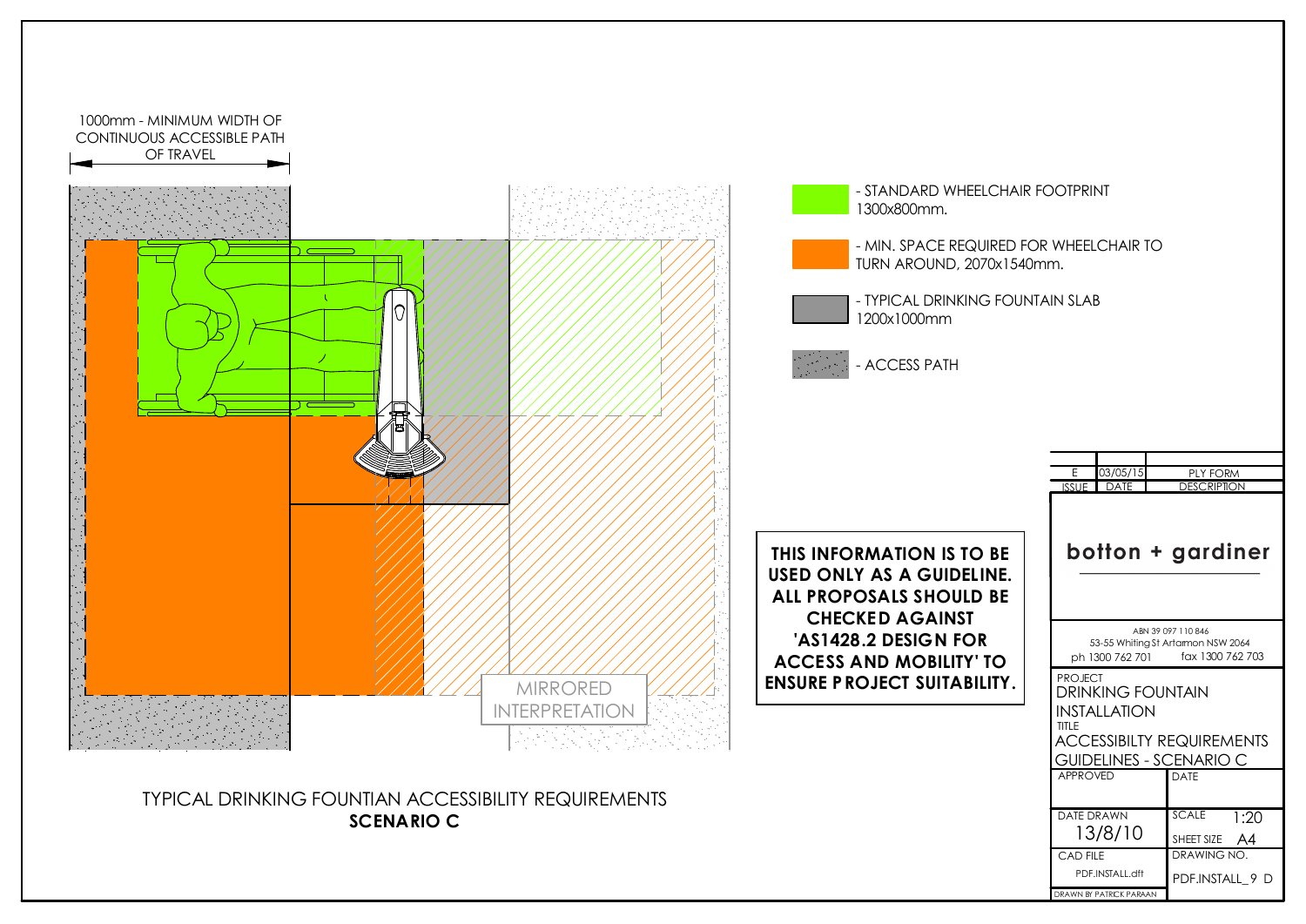1000mm - MINIMUM WIDTH OF CONTINUOUS ACCESSIBLE PATH OF TRAVEL

MIRRORED INTERPRETATION

- STANDARD WHEELCHAIR FOOTPRINT 1300x800mm.
- MIN. SPACE REQUIRED FOR WHEELCHAIR TO TURN AROUND, 2070x1540mm.
- TYPICAL DRINKING FOUNTAIN SLAB 1200x1000mm
- ACCESS PATH

**THIS INFORMATION IS TO BE USED ONLY AS A GUIDELINE. ALL PROPOSALS SHOULD BE CHECKED AGAINST 'AS1428.2 DESIGN FOR ACCESS AND MOBILITY' TO ENSURE PROJECT SUITABILITY.**

TYPICAL DRINKING FOUNTIAN ACCESSIBILITY REQUIREMENTS

**SCENARIO C**

| ISSUE | DATE | DESCRIPTION |
|---|---|---|
| E | 03/05/15 | PLY FORM |

**botton + gardiner**

ABN 39 097 110 846
53-55 Whiting St Artarmon NSW 2064
ph 1300 762 701 fax 1300 762 703

PROJECT
DRINKING FOUNTAIN INSTALLATION

TITLE
ACCESSIBILTY REQUIREMENTS GUIDELINES - SCENARIO C

| | |
|---|---|
| APPROVED | DATE |
| DATE DRAWN 13/8/10 | SCALE 1:20 |
| | SHEET SIZE A4 |
| CAD FILE PDF.INSTALL.dft | DRAWING NO. PDF.INSTALL_9 D |

DRAWN BY PATRICK PARAAN